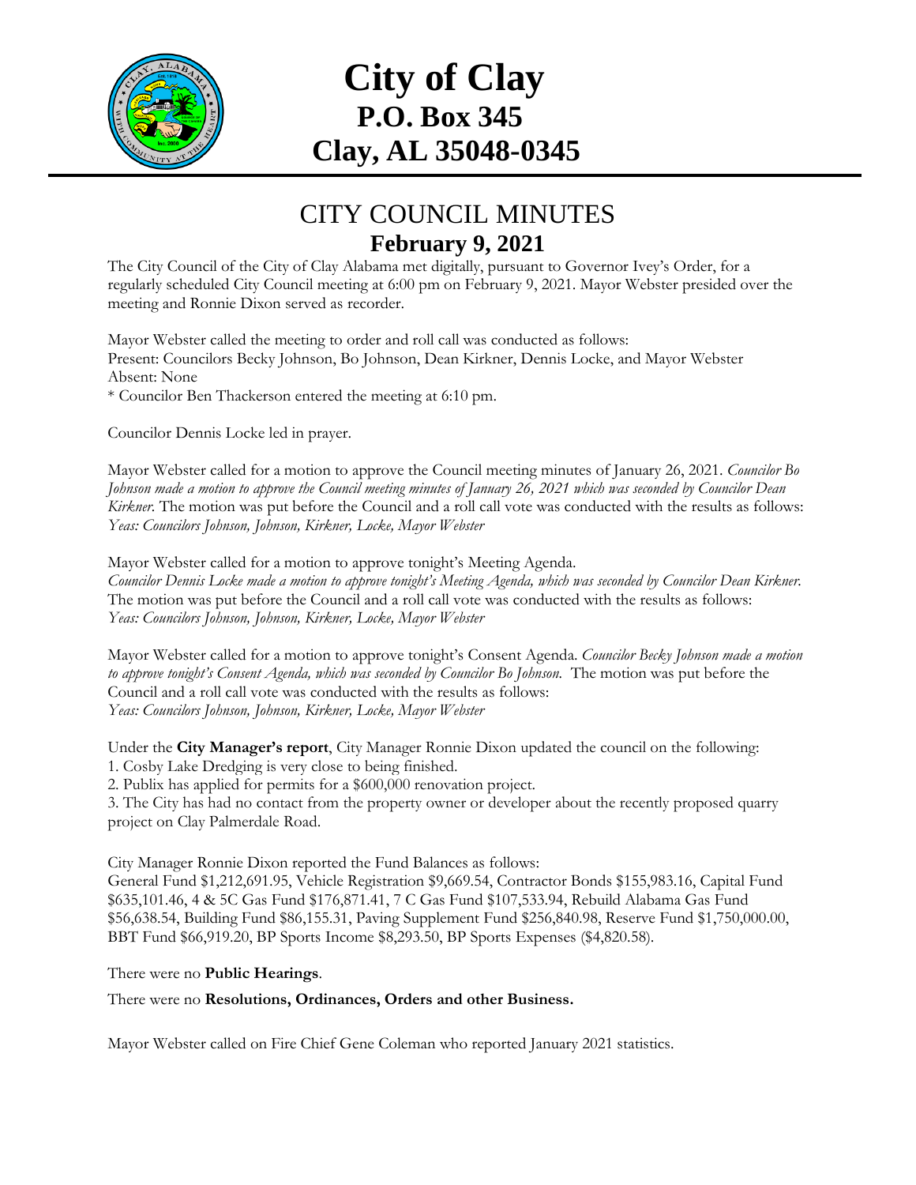# City of Clay

## P.O. Box 345

## Clay, AL 35048-0345

---

# CITY COUNCIL MINUTES

## February 9, 2021

The City Council of the City of Clay Alabama met digitally, pursuant to Governor Ivey's Order, for a regularly scheduled City Council meeting at 6:00 pm on February 9, 2021. Mayor Webster presided over the meeting and Ronnie Dixon served as recorder.

Mayor Webster called the meeting to order and roll call was conducted as follows:
Present: Councilors Becky Johnson, Bo Johnson, Dean Kirkner, Dennis Locke, and Mayor Webster
Absent: None
* Councilor Ben Thackerson entered the meeting at 6:10 pm.

Councilor Dennis Locke led in prayer.

Mayor Webster called for a motion to approve the Council meeting minutes of January 26, 2021. *Councilor Bo Johnson made a motion to approve the Council meeting minutes of January 26, 2021 which was seconded by Councilor Dean Kirkner.* The motion was put before the Council and a roll call vote was conducted with the results as follows:
*Yeas: Councilors Johnson, Johnson, Kirkner, Locke, Mayor Webster*

Mayor Webster called for a motion to approve tonight's Meeting Agenda.
*Councilor Dennis Locke made a motion to approve tonight's Meeting Agenda, which was seconded by Councilor Dean Kirkner.* The motion was put before the Council and a roll call vote was conducted with the results as follows:
*Yeas: Councilors Johnson, Johnson, Kirkner, Locke, Mayor Webster*

Mayor Webster called for a motion to approve tonight's Consent Agenda. *Councilor Becky Johnson made a motion to approve tonight's Consent Agenda, which was seconded by Councilor Bo Johnson.* The motion was put before the Council and a roll call vote was conducted with the results as follows:
*Yeas: Councilors Johnson, Johnson, Kirkner, Locke, Mayor Webster*

Under the **City Manager's report**, City Manager Ronnie Dixon updated the council on the following:
1. Cosby Lake Dredging is very close to being finished.
2. Publix has applied for permits for a $600,000 renovation project.
3. The City has had no contact from the property owner or developer about the recently proposed quarry project on Clay Palmerdale Road.

City Manager Ronnie Dixon reported the Fund Balances as follows:
General Fund $1,212,691.95, Vehicle Registration $9,669.54, Contractor Bonds $155,983.16, Capital Fund $635,101.46, 4 & 5C Gas Fund $176,871.41, 7 C Gas Fund $107,533.94, Rebuild Alabama Gas Fund $56,638.54, Building Fund $86,155.31, Paving Supplement Fund $256,840.98, Reserve Fund $1,750,000.00, BBT Fund $66,919.20, BP Sports Income $8,293.50, BP Sports Expenses ($4,820.58).

There were no **Public Hearings**.

There were no **Resolutions, Ordinances, Orders and other Business.**

Mayor Webster called on Fire Chief Gene Coleman who reported January 2021 statistics.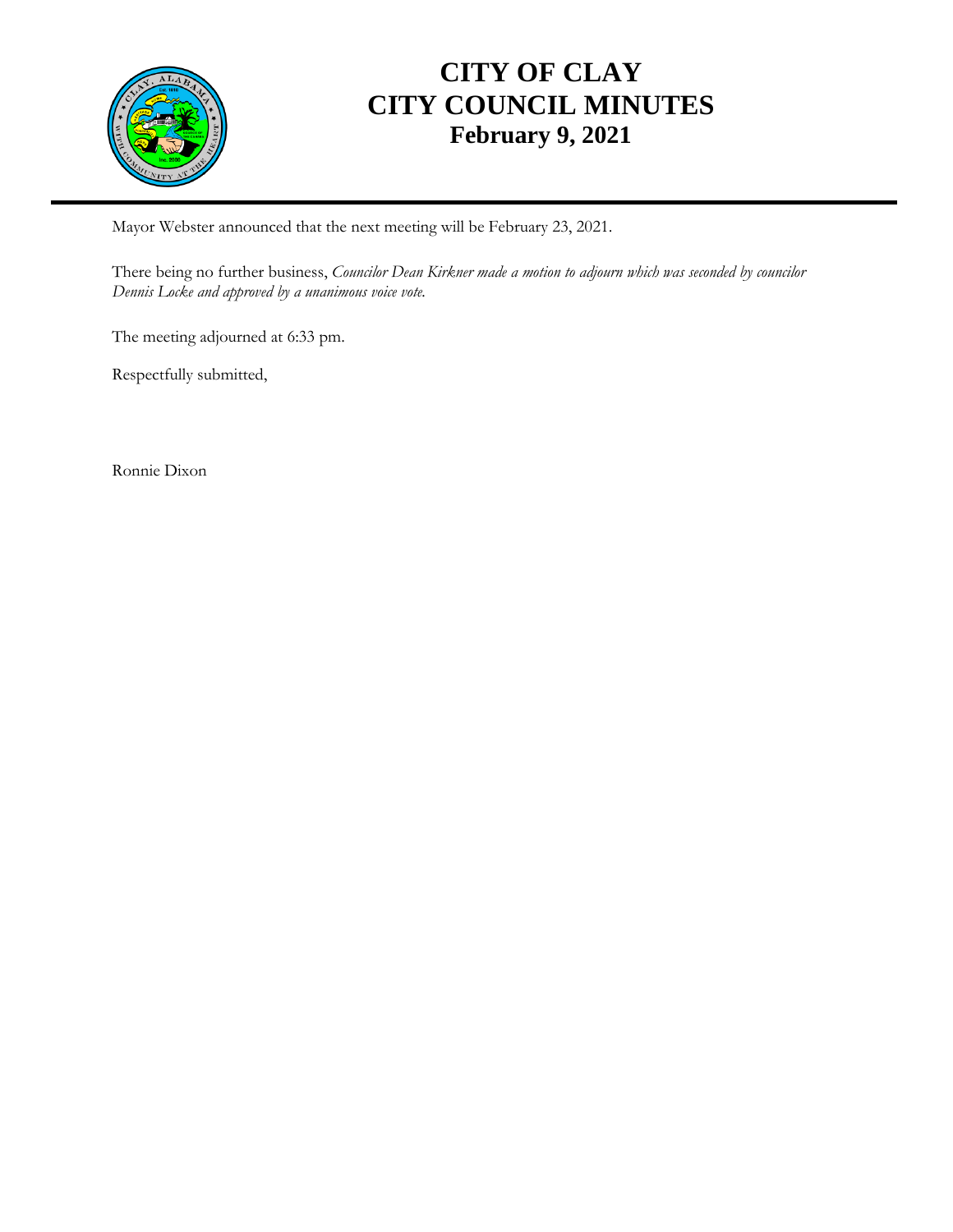# CITY OF CLAY
# CITY COUNCIL MINUTES
## February 9, 2021

Mayor Webster announced that the next meeting will be February 23, 2021.

There being no further business, *Councilor Dean Kirkner made a motion to adjourn which was seconded by councilor Dennis Locke and approved by a unanimous voice vote.*

The meeting adjourned at 6:33 pm.

Respectfully submitted,

Ronnie Dixon